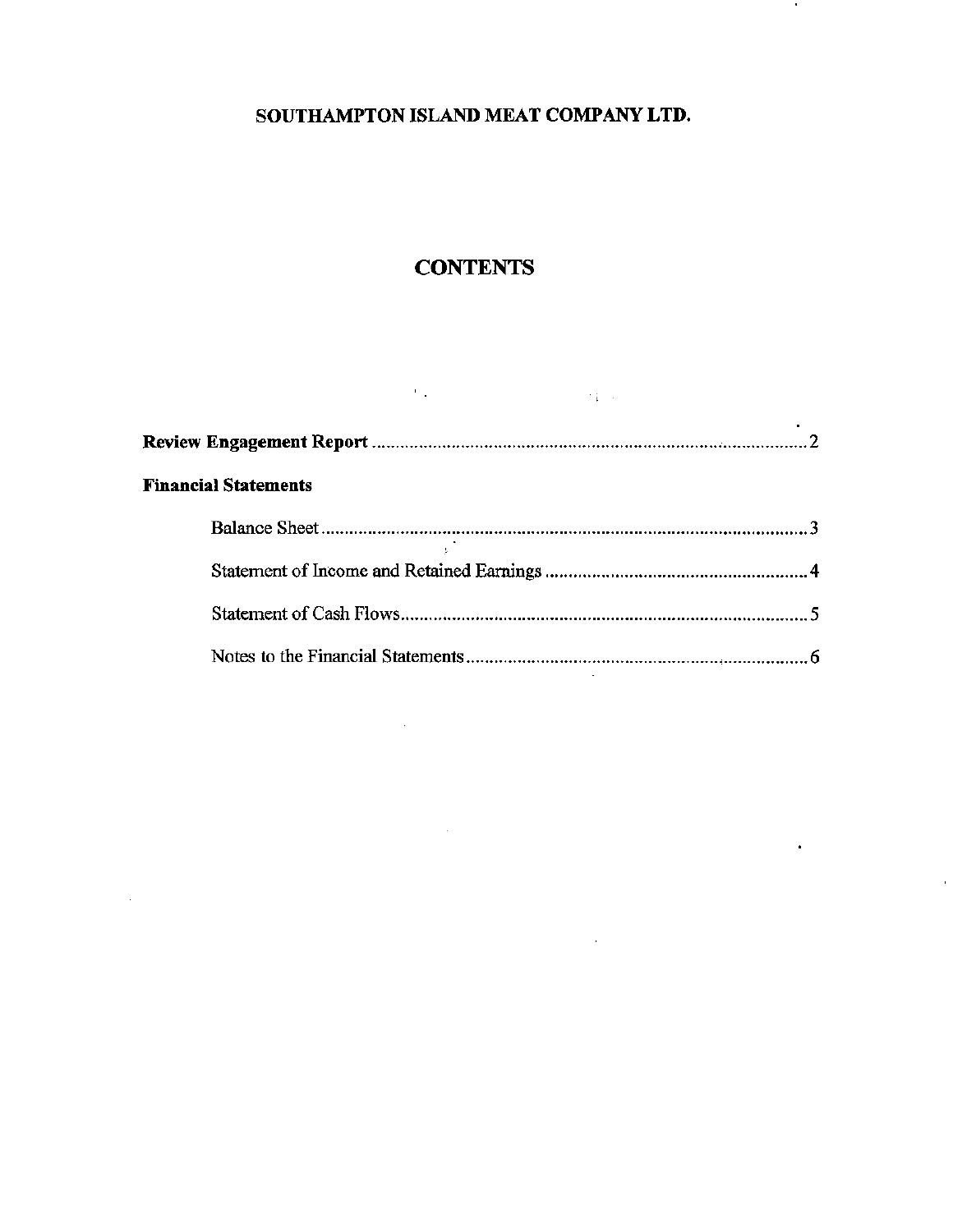# SOUTHAMPTON ISLAND MEAT COMPANY LTD.

## CONTENTS

**Review Engagement Report** .......... 2

**Financial Statements**

- Balance Sheet .......... 3
- Statement of Income and Retained Earnings .......... 4
- Statement of Cash Flows .......... 5
- Notes to the Financial Statements .......... 6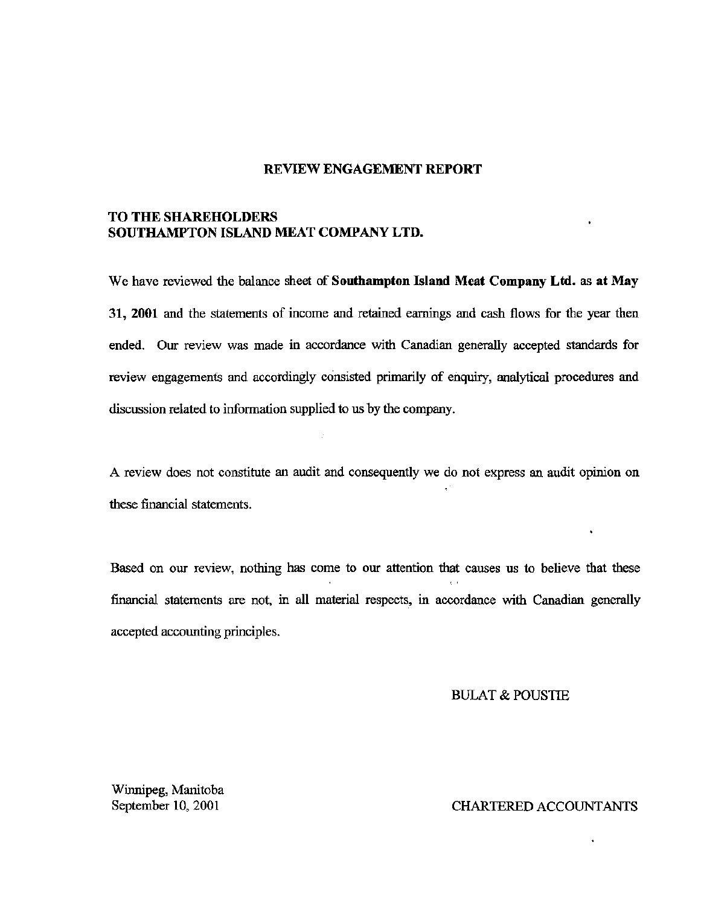# REVIEW ENGAGEMENT REPORT

**TO THE SHAREHOLDERS**
**SOUTHAMPTON ISLAND MEAT COMPANY LTD.**

We have reviewed the balance sheet of **Southampton Island Meat Company Ltd.** as **at May 31, 2001** and the statements of income and retained earnings and cash flows for the year then ended. Our review was made in accordance with Canadian generally accepted standards for review engagements and accordingly consisted primarily of enquiry, analytical procedures and discussion related to information supplied to us by the company.

A review does not constitute an audit and consequently we do not express an audit opinion on these financial statements.

Based on our review, nothing has come to our attention that causes us to believe that these financial statements are not, in all material respects, in accordance with Canadian generally accepted accounting principles.

BULAT & POUSTIE

Winnipeg, Manitoba
September 10, 2001

CHARTERED ACCOUNTANTS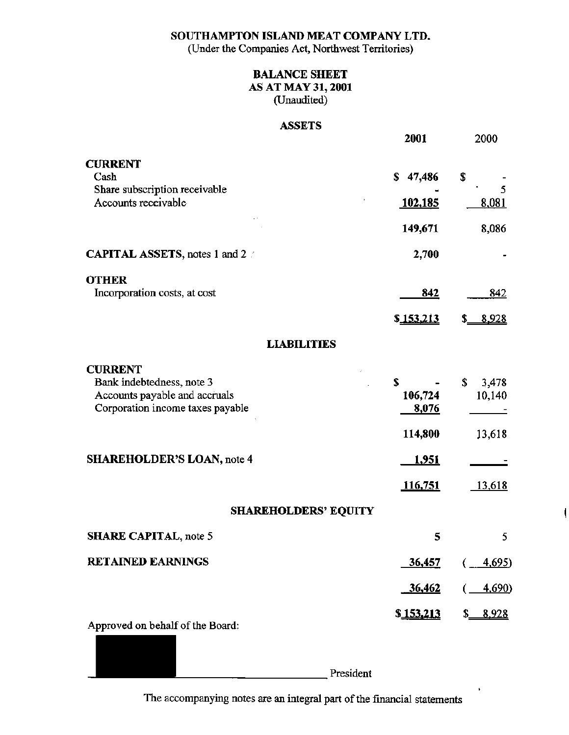**SOUTHAMPTON ISLAND MEAT COMPANY LTD.**
(Under the Companies Act, Northwest Territories)

**BALANCE SHEET**
**AS AT MAY 31, 2001**
(Unaudited)

**ASSETS**

| | **2001** | 2000 |
|---|---|---|
| **CURRENT** | | |
| Cash | $ 47,486 | $ - |
| Share subscription receivable | - | 5 |
| Accounts receivable | 102,185 | 8,081 |
| | 149,671 | 8,086 |
| **CAPITAL ASSETS**, notes 1 and 2 | 2,700 | - |
| **OTHER** | | |
| Incorporation costs, at cost | 842 | 842 |
| | $ 153,213 | $ 8,928 |

**LIABILITIES**

| | | |
|---|---|---|
| **CURRENT** | | |
| Bank indebtedness, note 3 | $ - | $ 3,478 |
| Accounts payable and accruals | 106,724 | 10,140 |
| Corporation income taxes payable | 8,076 | - |
| | 114,800 | 13,618 |
| **SHAREHOLDER'S LOAN**, note 4 | 1,951 | - |
| | 116,751 | 13,618 |

**SHAREHOLDERS' EQUITY**

| | | |
|---|---|---|
| **SHARE CAPITAL**, note 5 | 5 | 5 |
| **RETAINED EARNINGS** | 36,457 | ( 4,695) |
| | 36,462 | ( 4,690) |
| | $ 153,213 | $ 8,928 |

Approved on behalf of the Board:

\_\_\_\_\_\_\_\_\_\_\_\_\_\_\_\_\_\_\_\_\_\_\_\_\_\_\_\_ President

The accompanying notes are an integral part of the financial statements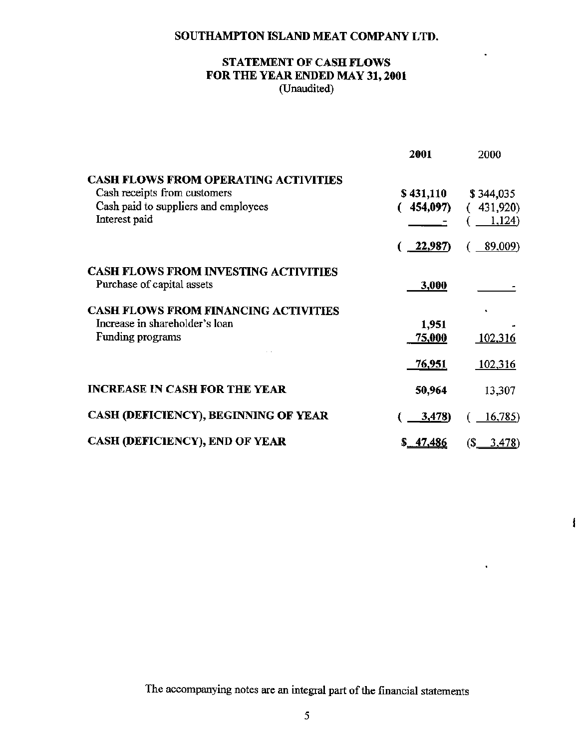# SOUTHAMPTON ISLAND MEAT COMPANY LTD.

## STATEMENT OF CASH FLOWS
## FOR THE YEAR ENDED MAY 31, 2001
(Unaudited)

| | **2001** | 2000 |
|---|---|---|
| **CASH FLOWS FROM OPERATING ACTIVITIES** | | |
| Cash receipts from customers | **$ 431,110** | $ 344,035 |
| Cash paid to suppliers and employees | **( 454,097)** | ( 431,920) |
| Interest paid | **-** | ( 1,124) |
| | **( 22,987)** | ( 89,009) |
| **CASH FLOWS FROM INVESTING ACTIVITIES** | | |
| Purchase of capital assets | **3,000** | - |
| **CASH FLOWS FROM FINANCING ACTIVITIES** | | |
| Increase in shareholder's loan | **1,951** | - |
| Funding programs | **75,000** | 102,316 |
| | **76,951** | 102,316 |
| **INCREASE IN CASH FOR THE YEAR** | **50,964** | 13,307 |
| **CASH (DEFICIENCY), BEGINNING OF YEAR** | **( 3,478)** | ( 16,785) |
| **CASH (DEFICIENCY), END OF YEAR** | **$ 47,486** | ($ 3,478) |

The accompanying notes are an integral part of the financial statements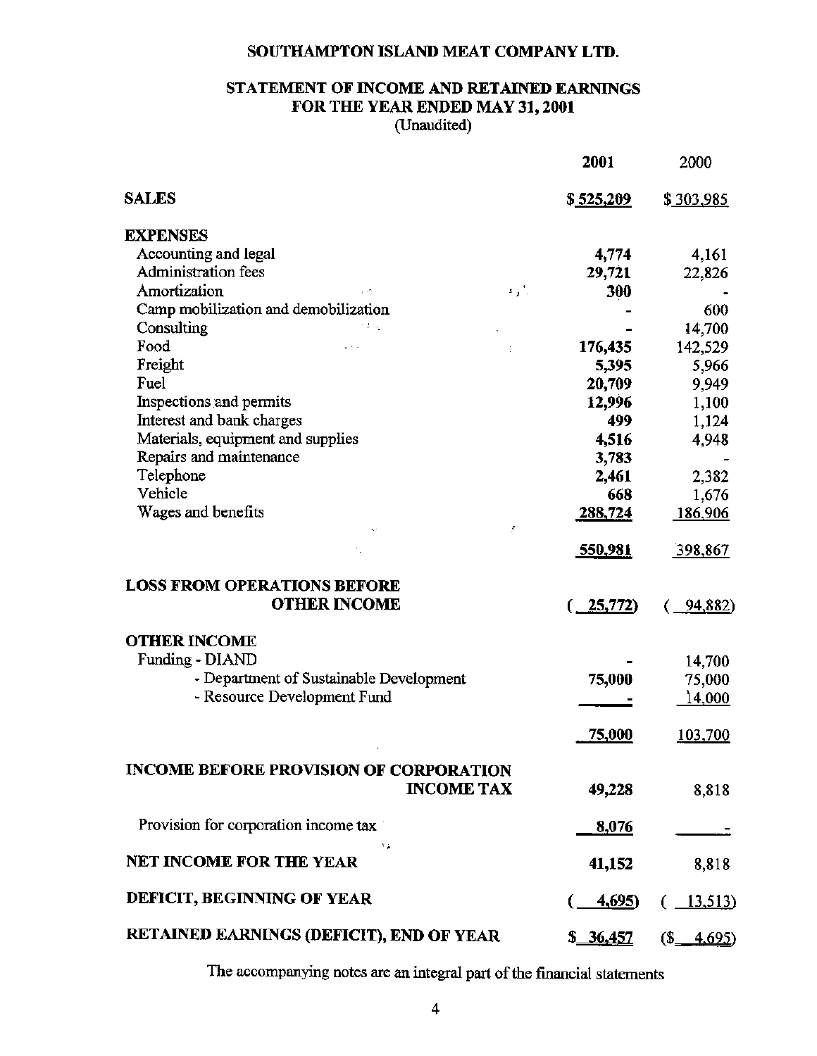# SOUTHAMPTON ISLAND MEAT COMPANY LTD.

## STATEMENT OF INCOME AND RETAINED EARNINGS
## FOR THE YEAR ENDED MAY 31, 2001
(Unaudited)

| | 2001 | 2000 |
|---|---|---|
| **SALES** | **$ 525,209** | $ 303,985 |
| **EXPENSES** | | |
| Accounting and legal | **4,774** | 4,161 |
| Administration fees | **29,721** | 22,826 |
| Amortization | **300** | - |
| Camp mobilization and demobilization | - | 600 |
| Consulting | - | 14,700 |
| Food | **176,435** | 142,529 |
| Freight | **5,395** | 5,966 |
| Fuel | **20,709** | 9,949 |
| Inspections and permits | **12,996** | 1,100 |
| Interest and bank charges | **499** | 1,124 |
| Materials, equipment and supplies | **4,516** | 4,948 |
| Repairs and maintenance | **3,783** | - |
| Telephone | **2,461** | 2,382 |
| Vehicle | **668** | 1,676 |
| Wages and benefits | **288,724** | 186,906 |
| | **550,981** | 398,867 |
| **LOSS FROM OPERATIONS BEFORE OTHER INCOME** | **( 25,772)** | ( 94,882) |
| **OTHER INCOME** | | |
| Funding - DIAND | - | 14,700 |
| - Department of Sustainable Development | **75,000** | 75,000 |
| - Resource Development Fund | - | 14,000 |
| | **75,000** | 103,700 |
| **INCOME BEFORE PROVISION OF CORPORATION INCOME TAX** | **49,228** | 8,818 |
| Provision for corporation income tax | **8,076** | - |
| **NET INCOME FOR THE YEAR** | **41,152** | 8,818 |
| **DEFICIT, BEGINNING OF YEAR** | **( 4,695)** | ( 13,513) |
| **RETAINED EARNINGS (DEFICIT), END OF YEAR** | **$ 36,457** | ($ 4,695) |

The accompanying notes are an integral part of the financial statements